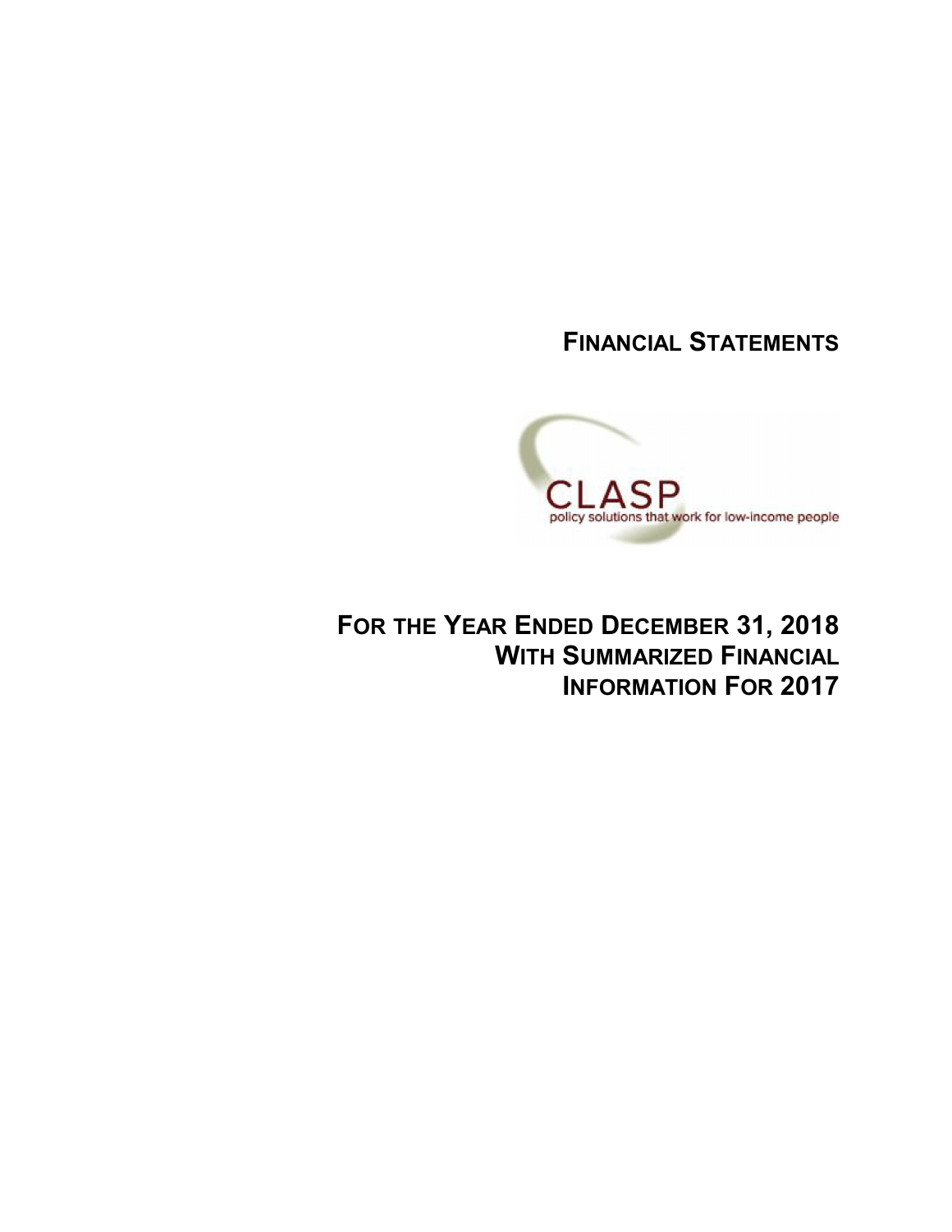# FINANCIAL STATEMENTS

CLASP
policy solutions that work for low-income people

## FOR THE YEAR ENDED DECEMBER 31, 2018
## WITH SUMMARIZED FINANCIAL
## INFORMATION FOR 2017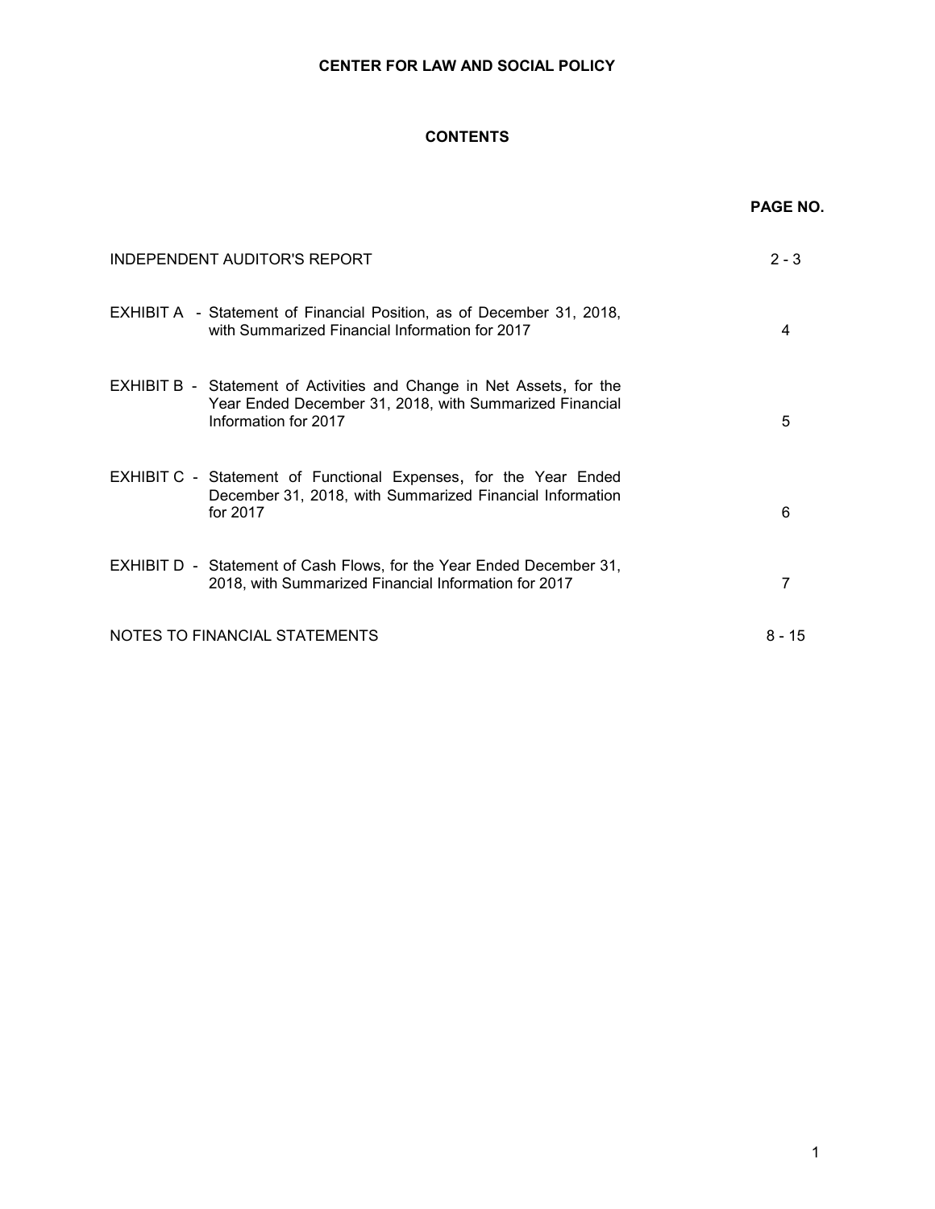# CENTER FOR LAW AND SOCIAL POLICY

## CONTENTS

| | PAGE NO. |
|---|---|
| INDEPENDENT AUDITOR'S REPORT | 2 - 3 |
| EXHIBIT A - Statement of Financial Position, as of December 31, 2018, with Summarized Financial Information for 2017 | 4 |
| EXHIBIT B - Statement of Activities and Change in Net Assets, for the Year Ended December 31, 2018, with Summarized Financial Information for 2017 | 5 |
| EXHIBIT C - Statement of Functional Expenses, for the Year Ended December 31, 2018, with Summarized Financial Information for 2017 | 6 |
| EXHIBIT D - Statement of Cash Flows, for the Year Ended December 31, 2018, with Summarized Financial Information for 2017 | 7 |
| NOTES TO FINANCIAL STATEMENTS | 8 - 15 |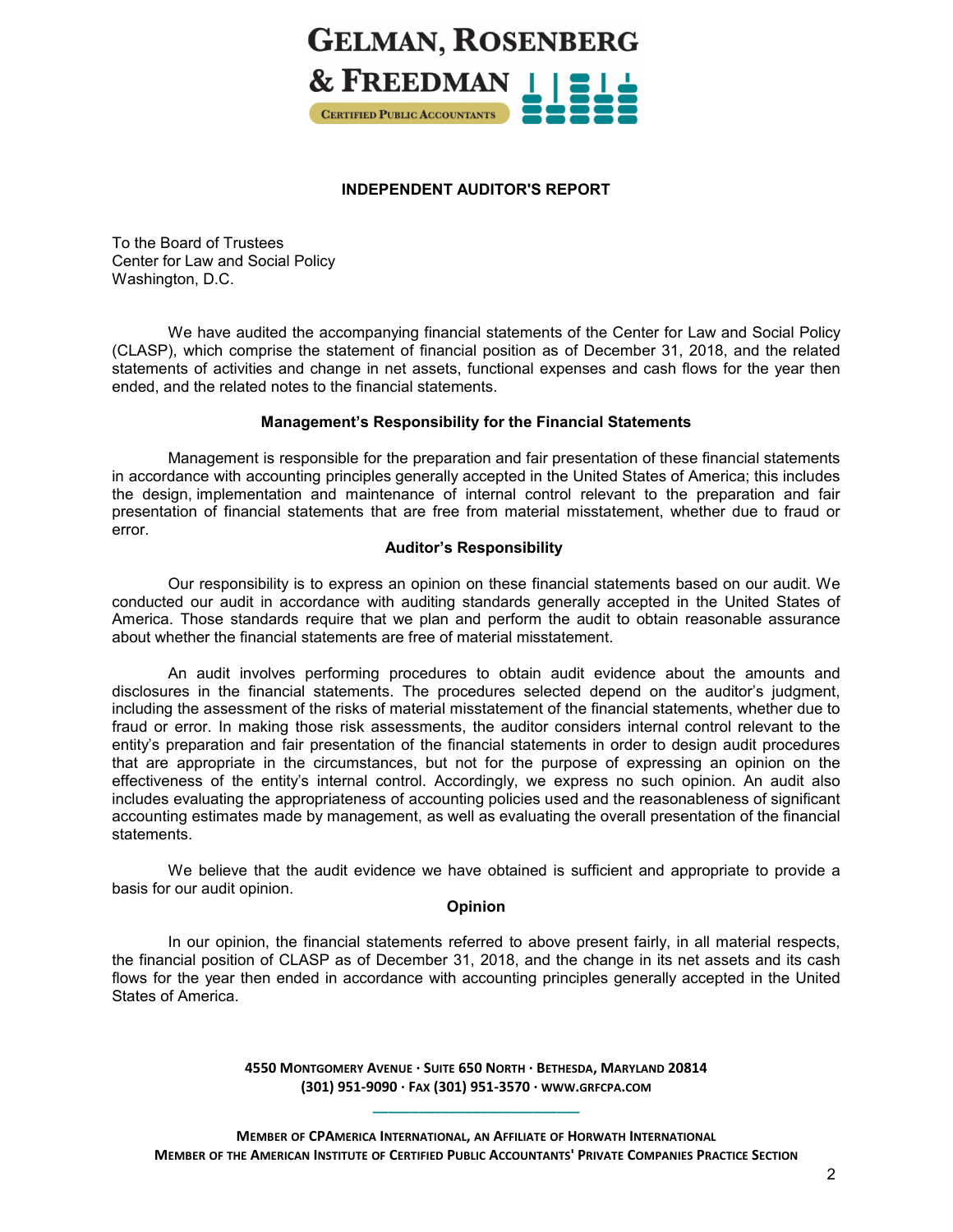**GELMAN, ROSENBERG & FREEDMAN**

CERTIFIED PUBLIC ACCOUNTANTS

## INDEPENDENT AUDITOR'S REPORT

To the Board of Trustees
Center for Law and Social Policy
Washington, D.C.

We have audited the accompanying financial statements of the Center for Law and Social Policy (CLASP), which comprise the statement of financial position as of December 31, 2018, and the related statements of activities and change in net assets, functional expenses and cash flows for the year then ended, and the related notes to the financial statements.

### Management's Responsibility for the Financial Statements

Management is responsible for the preparation and fair presentation of these financial statements in accordance with accounting principles generally accepted in the United States of America; this includes the design, implementation and maintenance of internal control relevant to the preparation and fair presentation of financial statements that are free from material misstatement, whether due to fraud or error.

### Auditor's Responsibility

Our responsibility is to express an opinion on these financial statements based on our audit. We conducted our audit in accordance with auditing standards generally accepted in the United States of America. Those standards require that we plan and perform the audit to obtain reasonable assurance about whether the financial statements are free of material misstatement.

An audit involves performing procedures to obtain audit evidence about the amounts and disclosures in the financial statements. The procedures selected depend on the auditor's judgment, including the assessment of the risks of material misstatement of the financial statements, whether due to fraud or error. In making those risk assessments, the auditor considers internal control relevant to the entity's preparation and fair presentation of the financial statements in order to design audit procedures that are appropriate in the circumstances, but not for the purpose of expressing an opinion on the effectiveness of the entity's internal control. Accordingly, we express no such opinion. An audit also includes evaluating the appropriateness of accounting policies used and the reasonableness of significant accounting estimates made by management, as well as evaluating the overall presentation of the financial statements.

We believe that the audit evidence we have obtained is sufficient and appropriate to provide a basis for our audit opinion.

### Opinion

In our opinion, the financial statements referred to above present fairly, in all material respects, the financial position of CLASP as of December 31, 2018, and the change in its net assets and its cash flows for the year then ended in accordance with accounting principles generally accepted in the United States of America.

4550 MONTGOMERY AVENUE · SUITE 650 NORTH · BETHESDA, MARYLAND 20814
(301) 951-9090 · FAX (301) 951-3570 · WWW.GRFCPA.COM

MEMBER OF CPAMERICA INTERNATIONAL, AN AFFILIATE OF HORWATH INTERNATIONAL
MEMBER OF THE AMERICAN INSTITUTE OF CERTIFIED PUBLIC ACCOUNTANTS' PRIVATE COMPANIES PRACTICE SECTION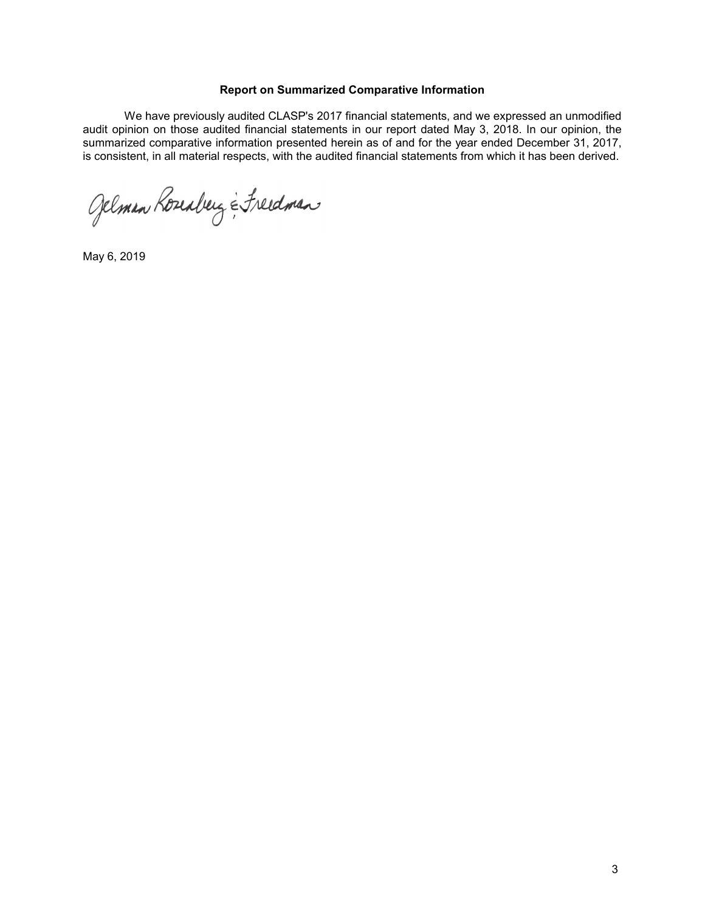**Report on Summarized Comparative Information**

We have previously audited CLASP's 2017 financial statements, and we expressed an unmodified audit opinion on those audited financial statements in our report dated May 3, 2018. In our opinion, the summarized comparative information presented herein as of and for the year ended December 31, 2017, is consistent, in all material respects, with the audited financial statements from which it has been derived.

Gelman Rosenberg & Freedman

May 6, 2019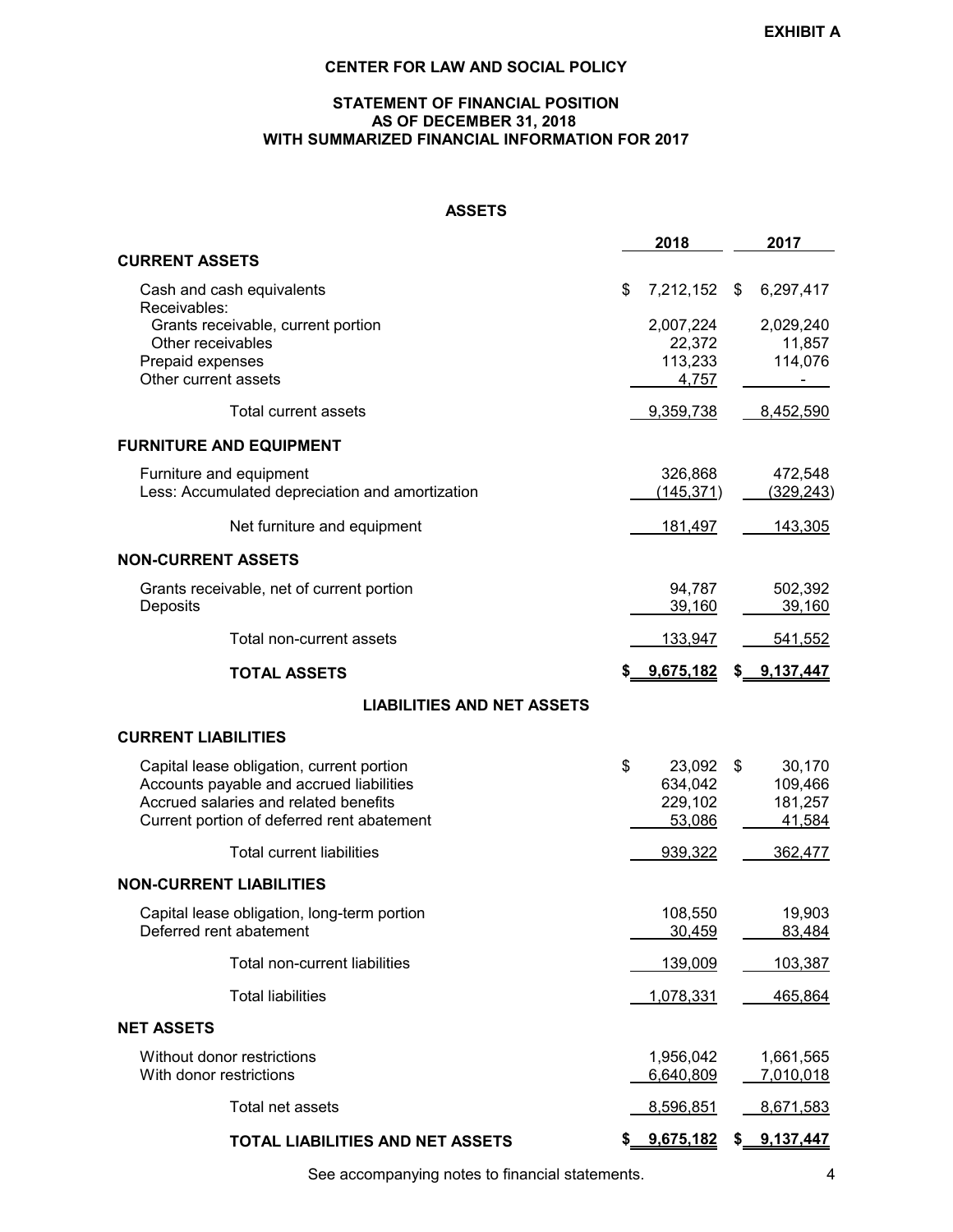EXHIBIT A

# CENTER FOR LAW AND SOCIAL POLICY

## STATEMENT OF FINANCIAL POSITION
## AS OF DECEMBER 31, 2018
## WITH SUMMARIZED FINANCIAL INFORMATION FOR 2017

### ASSETS

| | 2018 | 2017 |
|---|---|---|
| **CURRENT ASSETS** | | |
| Cash and cash equivalents | $ 7,212,152 | $ 6,297,417 |
| Receivables: | | |
| Grants receivable, current portion | 2,007,224 | 2,029,240 |
| Other receivables | 22,372 | 11,857 |
| Prepaid expenses | 113,233 | 114,076 |
| Other current assets | 4,757 | - |
| Total current assets | 9,359,738 | 8,452,590 |
| **FURNITURE AND EQUIPMENT** | | |
| Furniture and equipment | 326,868 | 472,548 |
| Less: Accumulated depreciation and amortization | (145,371) | (329,243) |
| Net furniture and equipment | 181,497 | 143,305 |
| **NON-CURRENT ASSETS** | | |
| Grants receivable, net of current portion | 94,787 | 502,392 |
| Deposits | 39,160 | 39,160 |
| Total non-current assets | 133,947 | 541,552 |
| **TOTAL ASSETS** | **$ 9,675,182** | **$ 9,137,447** |

### LIABILITIES AND NET ASSETS

| | 2018 | 2017 |
|---|---|---|
| **CURRENT LIABILITIES** | | |
| Capital lease obligation, current portion | $ 23,092 | $ 30,170 |
| Accounts payable and accrued liabilities | 634,042 | 109,466 |
| Accrued salaries and related benefits | 229,102 | 181,257 |
| Current portion of deferred rent abatement | 53,086 | 41,584 |
| Total current liabilities | 939,322 | 362,477 |
| **NON-CURRENT LIABILITIES** | | |
| Capital lease obligation, long-term portion | 108,550 | 19,903 |
| Deferred rent abatement | 30,459 | 83,484 |
| Total non-current liabilities | 139,009 | 103,387 |
| Total liabilities | 1,078,331 | 465,864 |
| **NET ASSETS** | | |
| Without donor restrictions | 1,956,042 | 1,661,565 |
| With donor restrictions | 6,640,809 | 7,010,018 |
| Total net assets | 8,596,851 | 8,671,583 |
| **TOTAL LIABILITIES AND NET ASSETS** | **$ 9,675,182** | **$ 9,137,447** |

See accompanying notes to financial statements.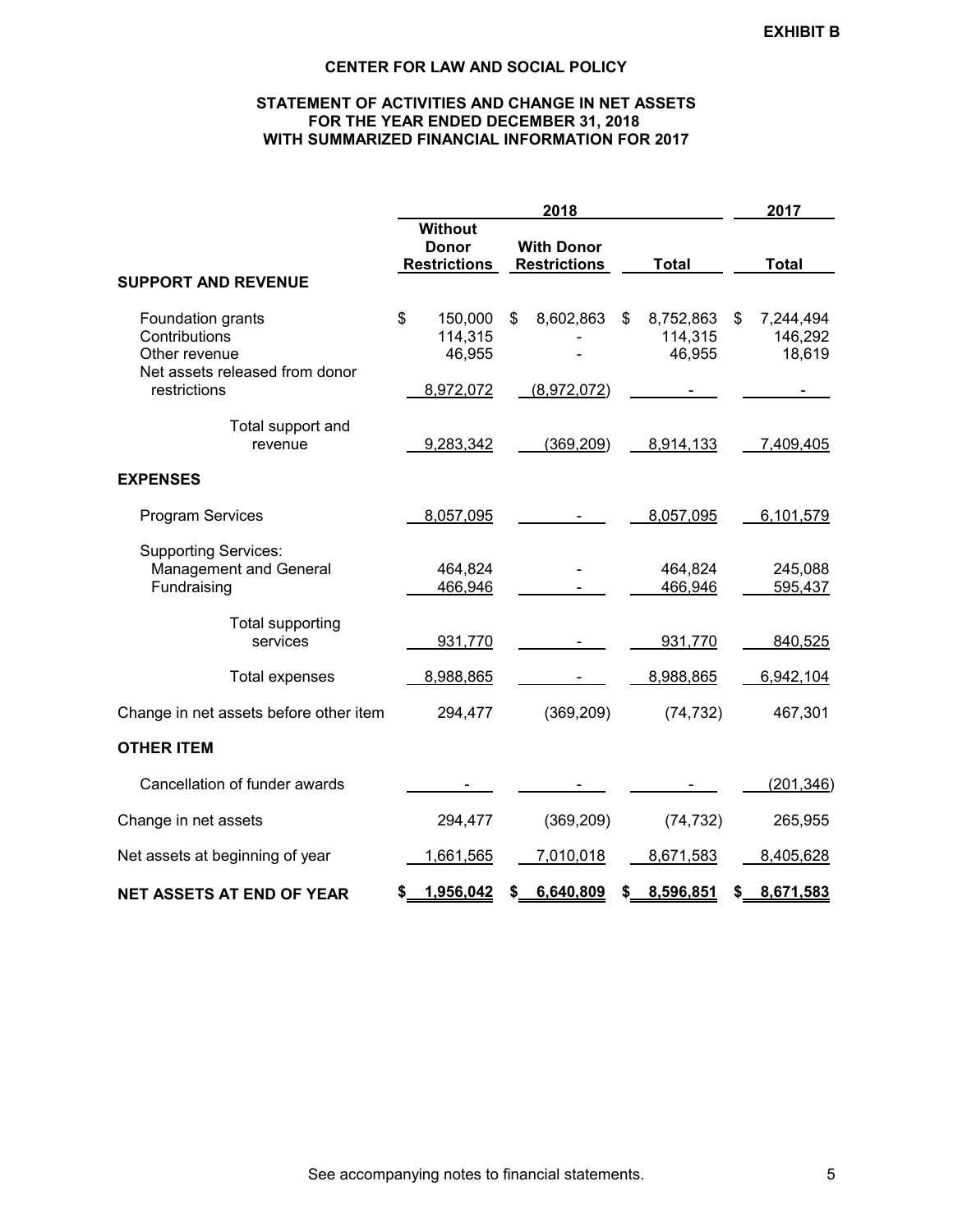**EXHIBIT B**

# CENTER FOR LAW AND SOCIAL POLICY

## STATEMENT OF ACTIVITIES AND CHANGE IN NET ASSETS FOR THE YEAR ENDED DECEMBER 31, 2018 WITH SUMMARIZED FINANCIAL INFORMATION FOR 2017

| | 2018 | | | 2017 |
|---|---|---|---|---|
| | Without Donor Restrictions | With Donor Restrictions | Total | Total |
| **SUPPORT AND REVENUE** | | | | |
| Foundation grants | $ 150,000 | $ 8,602,863 | $ 8,752,863 | $ 7,244,494 |
| Contributions | 114,315 | - | 114,315 | 146,292 |
| Other revenue | 46,955 | - | 46,955 | 18,619 |
| Net assets released from donor restrictions | 8,972,072 | (8,972,072) | - | - |
| Total support and revenue | 9,283,342 | (369,209) | 8,914,133 | 7,409,405 |
| **EXPENSES** | | | | |
| Program Services | 8,057,095 | - | 8,057,095 | 6,101,579 |
| Supporting Services: | | | | |
| Management and General | 464,824 | - | 464,824 | 245,088 |
| Fundraising | 466,946 | - | 466,946 | 595,437 |
| Total supporting services | 931,770 | - | 931,770 | 840,525 |
| Total expenses | 8,988,865 | - | 8,988,865 | 6,942,104 |
| Change in net assets before other item | 294,477 | (369,209) | (74,732) | 467,301 |
| **OTHER ITEM** | | | | |
| Cancellation of funder awards | - | - | - | (201,346) |
| Change in net assets | 294,477 | (369,209) | (74,732) | 265,955 |
| Net assets at beginning of year | 1,661,565 | 7,010,018 | 8,671,583 | 8,405,628 |
| **NET ASSETS AT END OF YEAR** | **$ 1,956,042** | **$ 6,640,809** | **$ 8,596,851** | **$ 8,671,583** |

See accompanying notes to financial statements.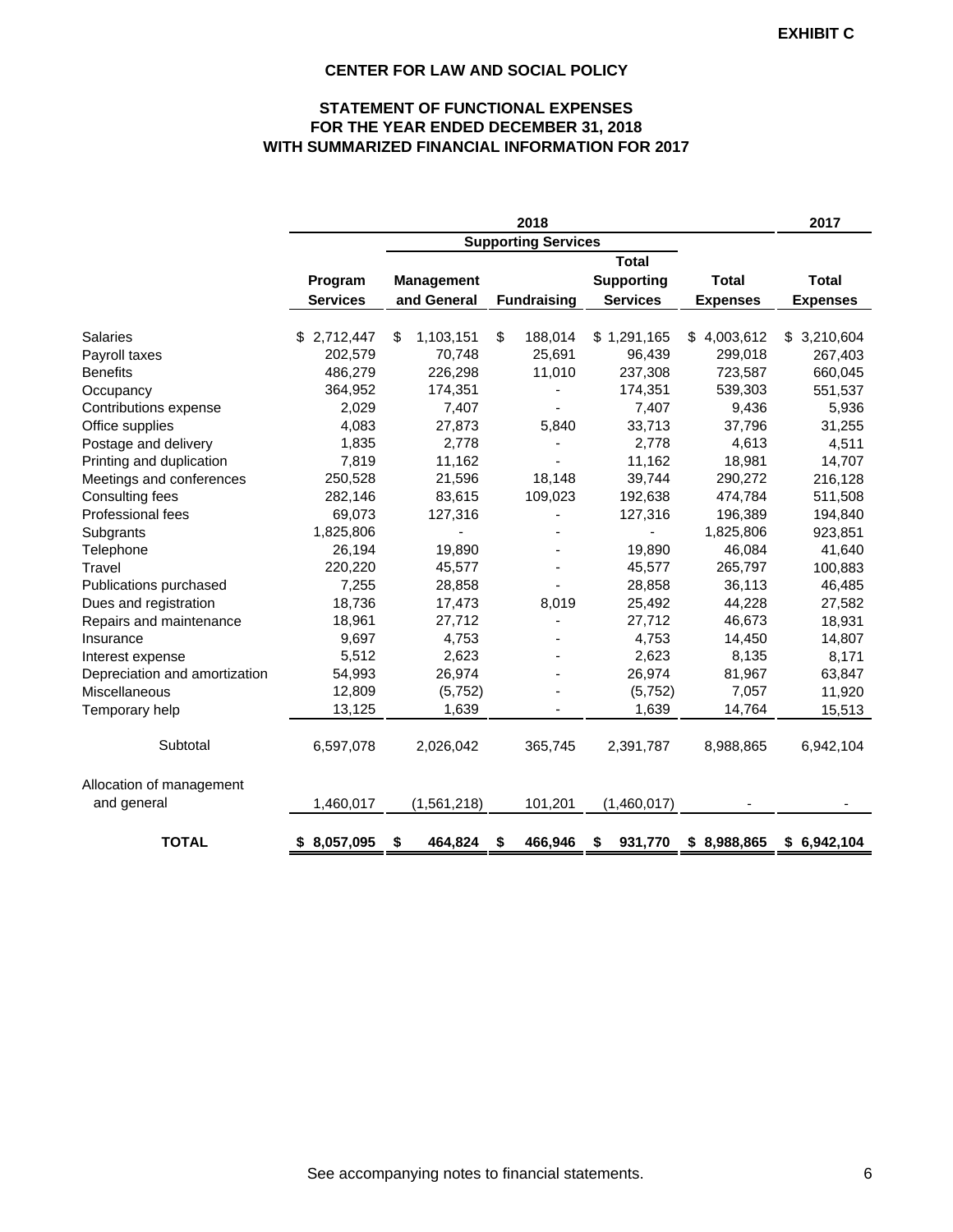**EXHIBIT C**

# CENTER FOR LAW AND SOCIAL POLICY

## STATEMENT OF FUNCTIONAL EXPENSES
## FOR THE YEAR ENDED DECEMBER 31, 2018
## WITH SUMMARIZED FINANCIAL INFORMATION FOR 2017

| | 2018 | | | | | 2017 |
|---|---|---|---|---|---|---|
| | | Supporting Services | | | | |
| | Program Services | Management and General | Fundraising | Total Supporting Services | Total Expenses | Total Expenses |
| Salaries | $ 2,712,447 | $ 1,103,151 | $ 188,014 | $ 1,291,165 | $ 4,003,612 | $ 3,210,604 |
| Payroll taxes | 202,579 | 70,748 | 25,691 | 96,439 | 299,018 | 267,403 |
| Benefits | 486,279 | 226,298 | 11,010 | 237,308 | 723,587 | 660,045 |
| Occupancy | 364,952 | 174,351 | - | 174,351 | 539,303 | 551,537 |
| Contributions expense | 2,029 | 7,407 | - | 7,407 | 9,436 | 5,936 |
| Office supplies | 4,083 | 27,873 | 5,840 | 33,713 | 37,796 | 31,255 |
| Postage and delivery | 1,835 | 2,778 | - | 2,778 | 4,613 | 4,511 |
| Printing and duplication | 7,819 | 11,162 | - | 11,162 | 18,981 | 14,707 |
| Meetings and conferences | 250,528 | 21,596 | 18,148 | 39,744 | 290,272 | 216,128 |
| Consulting fees | 282,146 | 83,615 | 109,023 | 192,638 | 474,784 | 511,508 |
| Professional fees | 69,073 | 127,316 | - | 127,316 | 196,389 | 194,840 |
| Subgrants | 1,825,806 | - | - | - | 1,825,806 | 923,851 |
| Telephone | 26,194 | 19,890 | - | 19,890 | 46,084 | 41,640 |
| Travel | 220,220 | 45,577 | - | 45,577 | 265,797 | 100,883 |
| Publications purchased | 7,255 | 28,858 | - | 28,858 | 36,113 | 46,485 |
| Dues and registration | 18,736 | 17,473 | 8,019 | 25,492 | 44,228 | 27,582 |
| Repairs and maintenance | 18,961 | 27,712 | - | 27,712 | 46,673 | 18,931 |
| Insurance | 9,697 | 4,753 | - | 4,753 | 14,450 | 14,807 |
| Interest expense | 5,512 | 2,623 | - | 2,623 | 8,135 | 8,171 |
| Depreciation and amortization | 54,993 | 26,974 | - | 26,974 | 81,967 | 63,847 |
| Miscellaneous | 12,809 | (5,752) | - | (5,752) | 7,057 | 11,920 |
| Temporary help | 13,125 | 1,639 | - | 1,639 | 14,764 | 15,513 |
| Subtotal | 6,597,078 | 2,026,042 | 365,745 | 2,391,787 | 8,988,865 | 6,942,104 |
| Allocation of management and general | 1,460,017 | (1,561,218) | 101,201 | (1,460,017) | - | - |
| **TOTAL** | **$ 8,057,095** | **$ 464,824** | **$ 466,946** | **$ 931,770** | **$ 8,988,865** | **$ 6,942,104** |

See accompanying notes to financial statements.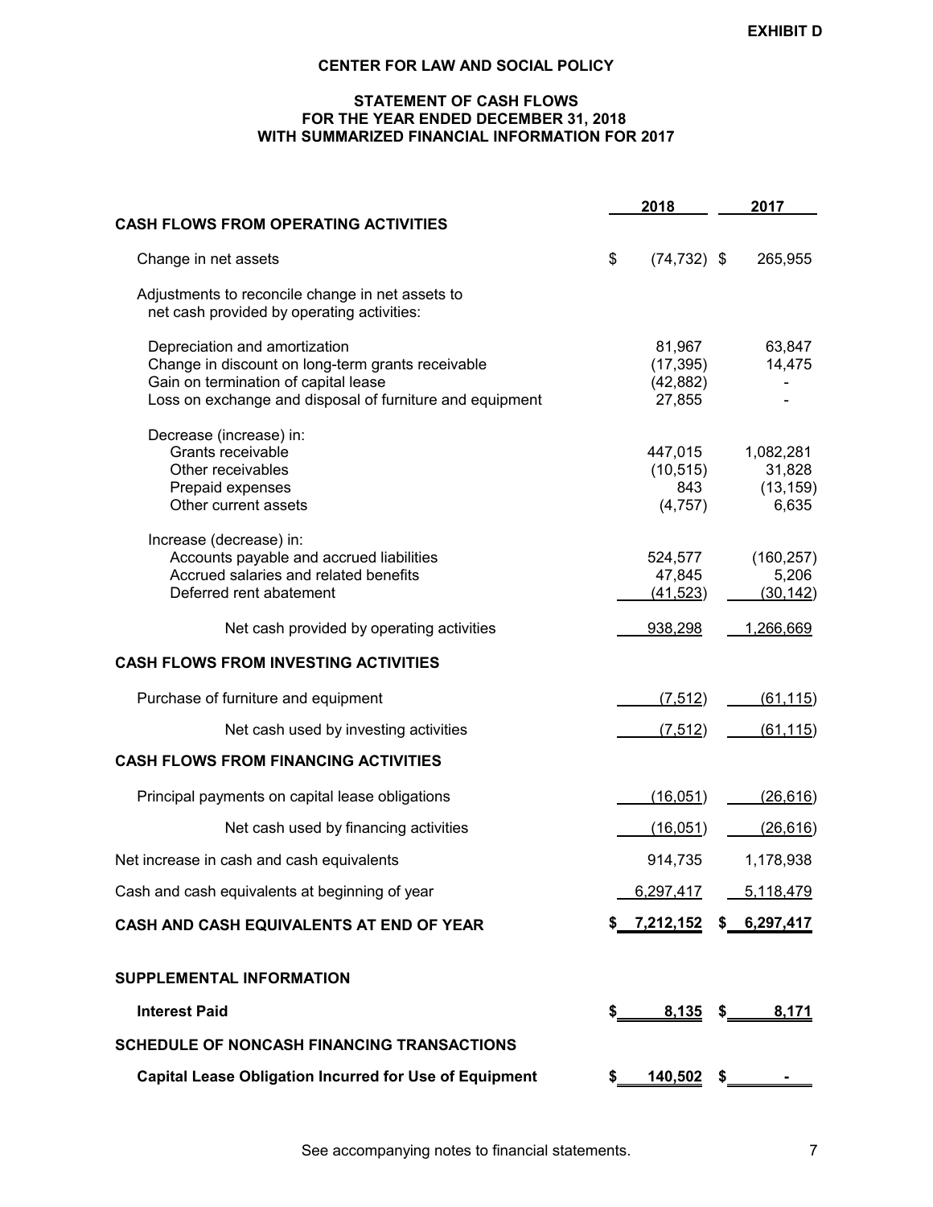EXHIBIT D

# CENTER FOR LAW AND SOCIAL POLICY

## STATEMENT OF CASH FLOWS
## FOR THE YEAR ENDED DECEMBER 31, 2018
## WITH SUMMARIZED FINANCIAL INFORMATION FOR 2017

| | 2018 | 2017 |
|---|---|---|
| **CASH FLOWS FROM OPERATING ACTIVITIES** | | |
| Change in net assets | $ (74,732) | $ 265,955 |
| Adjustments to reconcile change in net assets to net cash provided by operating activities: | | |
| Depreciation and amortization | 81,967 | 63,847 |
| Change in discount on long-term grants receivable | (17,395) | 14,475 |
| Gain on termination of capital lease | (42,882) | - |
| Loss on exchange and disposal of furniture and equipment | 27,855 | - |
| Decrease (increase) in: | | |
| Grants receivable | 447,015 | 1,082,281 |
| Other receivables | (10,515) | 31,828 |
| Prepaid expenses | 843 | (13,159) |
| Other current assets | (4,757) | 6,635 |
| Increase (decrease) in: | | |
| Accounts payable and accrued liabilities | 524,577 | (160,257) |
| Accrued salaries and related benefits | 47,845 | 5,206 |
| Deferred rent abatement | (41,523) | (30,142) |
| Net cash provided by operating activities | 938,298 | 1,266,669 |
| **CASH FLOWS FROM INVESTING ACTIVITIES** | | |
| Purchase of furniture and equipment | (7,512) | (61,115) |
| Net cash used by investing activities | (7,512) | (61,115) |
| **CASH FLOWS FROM FINANCING ACTIVITIES** | | |
| Principal payments on capital lease obligations | (16,051) | (26,616) |
| Net cash used by financing activities | (16,051) | (26,616) |
| Net increase in cash and cash equivalents | 914,735 | 1,178,938 |
| Cash and cash equivalents at beginning of year | 6,297,417 | 5,118,479 |
| **CASH AND CASH EQUIVALENTS AT END OF YEAR** | **$ 7,212,152** | **$ 6,297,417** |
| **SUPPLEMENTAL INFORMATION** | | |
| **Interest Paid** | **$ 8,135** | **$ 8,171** |
| **SCHEDULE OF NONCASH FINANCING TRANSACTIONS** | | |
| **Capital Lease Obligation Incurred for Use of Equipment** | **$ 140,502** | **$ -** |

See accompanying notes to financial statements.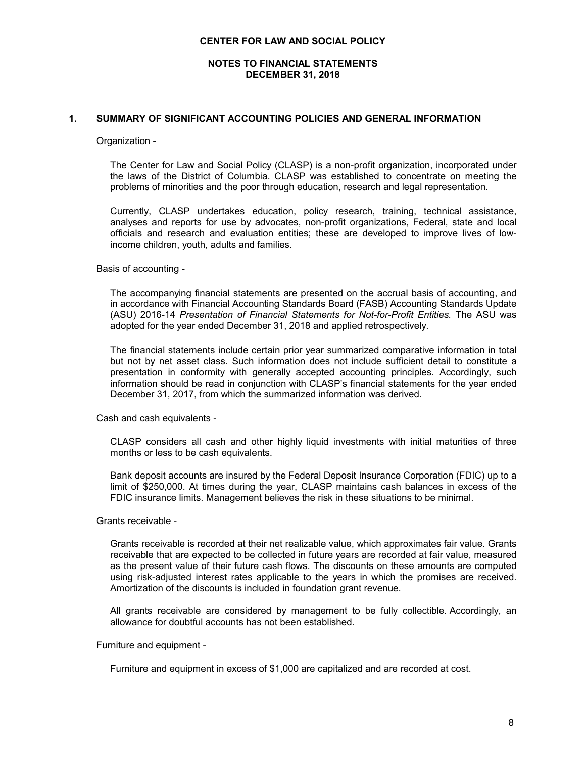**CENTER FOR LAW AND SOCIAL POLICY**

**NOTES TO FINANCIAL STATEMENTS**
**DECEMBER 31, 2018**

## 1. SUMMARY OF SIGNIFICANT ACCOUNTING POLICIES AND GENERAL INFORMATION

Organization -

The Center for Law and Social Policy (CLASP) is a non-profit organization, incorporated under the laws of the District of Columbia. CLASP was established to concentrate on meeting the problems of minorities and the poor through education, research and legal representation.

Currently, CLASP undertakes education, policy research, training, technical assistance, analyses and reports for use by advocates, non-profit organizations, Federal, state and local officials and research and evaluation entities; these are developed to improve lives of low-income children, youth, adults and families.

Basis of accounting -

The accompanying financial statements are presented on the accrual basis of accounting, and in accordance with Financial Accounting Standards Board (FASB) Accounting Standards Update (ASU) 2016-14 *Presentation of Financial Statements for Not-for-Profit Entities.* The ASU was adopted for the year ended December 31, 2018 and applied retrospectively.

The financial statements include certain prior year summarized comparative information in total but not by net asset class. Such information does not include sufficient detail to constitute a presentation in conformity with generally accepted accounting principles. Accordingly, such information should be read in conjunction with CLASP's financial statements for the year ended December 31, 2017, from which the summarized information was derived.

Cash and cash equivalents -

CLASP considers all cash and other highly liquid investments with initial maturities of three months or less to be cash equivalents.

Bank deposit accounts are insured by the Federal Deposit Insurance Corporation (FDIC) up to a limit of $250,000. At times during the year, CLASP maintains cash balances in excess of the FDIC insurance limits. Management believes the risk in these situations to be minimal.

Grants receivable -

Grants receivable is recorded at their net realizable value, which approximates fair value. Grants receivable that are expected to be collected in future years are recorded at fair value, measured as the present value of their future cash flows. The discounts on these amounts are computed using risk-adjusted interest rates applicable to the years in which the promises are received. Amortization of the discounts is included in foundation grant revenue.

All grants receivable are considered by management to be fully collectible. Accordingly, an allowance for doubtful accounts has not been established.

Furniture and equipment -

Furniture and equipment in excess of $1,000 are capitalized and are recorded at cost.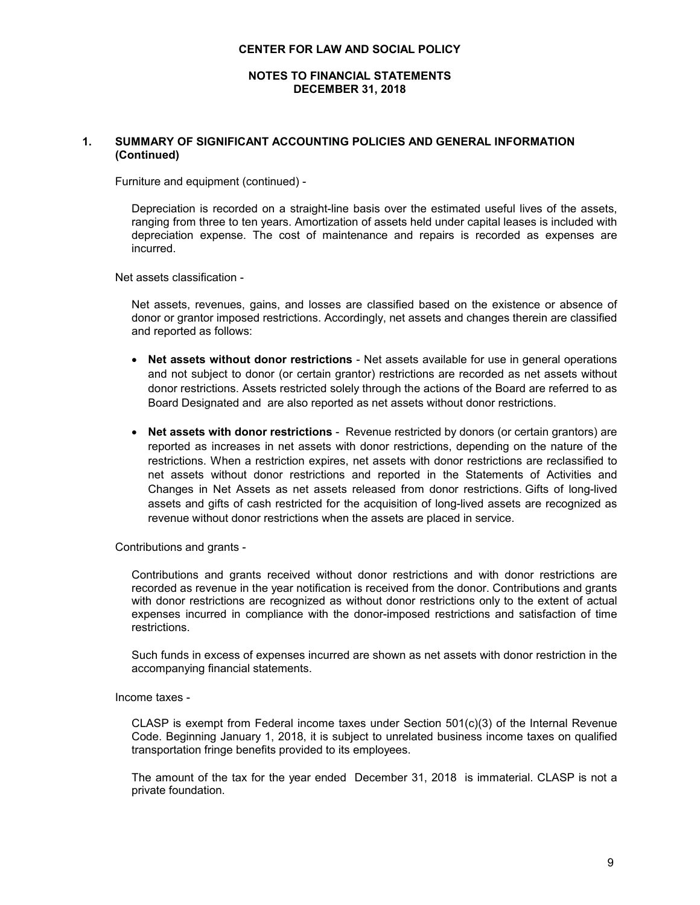## 1. SUMMARY OF SIGNIFICANT ACCOUNTING POLICIES AND GENERAL INFORMATION (Continued)

Furniture and equipment (continued) -

Depreciation is recorded on a straight-line basis over the estimated useful lives of the assets, ranging from three to ten years. Amortization of assets held under capital leases is included with depreciation expense. The cost of maintenance and repairs is recorded as expenses are incurred.

Net assets classification -

Net assets, revenues, gains, and losses are classified based on the existence or absence of donor or grantor imposed restrictions. Accordingly, net assets and changes therein are classified and reported as follows:

- **Net assets without donor restrictions** - Net assets available for use in general operations and not subject to donor (or certain grantor) restrictions are recorded as net assets without donor restrictions. Assets restricted solely through the actions of the Board are referred to as Board Designated and are also reported as net assets without donor restrictions.
- **Net assets with donor restrictions** - Revenue restricted by donors (or certain grantors) are reported as increases in net assets with donor restrictions, depending on the nature of the restrictions. When a restriction expires, net assets with donor restrictions are reclassified to net assets without donor restrictions and reported in the Statements of Activities and Changes in Net Assets as net assets released from donor restrictions. Gifts of long-lived assets and gifts of cash restricted for the acquisition of long-lived assets are recognized as revenue without donor restrictions when the assets are placed in service.

Contributions and grants -

Contributions and grants received without donor restrictions and with donor restrictions are recorded as revenue in the year notification is received from the donor. Contributions and grants with donor restrictions are recognized as without donor restrictions only to the extent of actual expenses incurred in compliance with the donor-imposed restrictions and satisfaction of time restrictions.

Such funds in excess of expenses incurred are shown as net assets with donor restriction in the accompanying financial statements.

Income taxes -

CLASP is exempt from Federal income taxes under Section 501(c)(3) of the Internal Revenue Code. Beginning January 1, 2018, it is subject to unrelated business income taxes on qualified transportation fringe benefits provided to its employees.

The amount of the tax for the year ended December 31, 2018 is immaterial. CLASP is not a private foundation.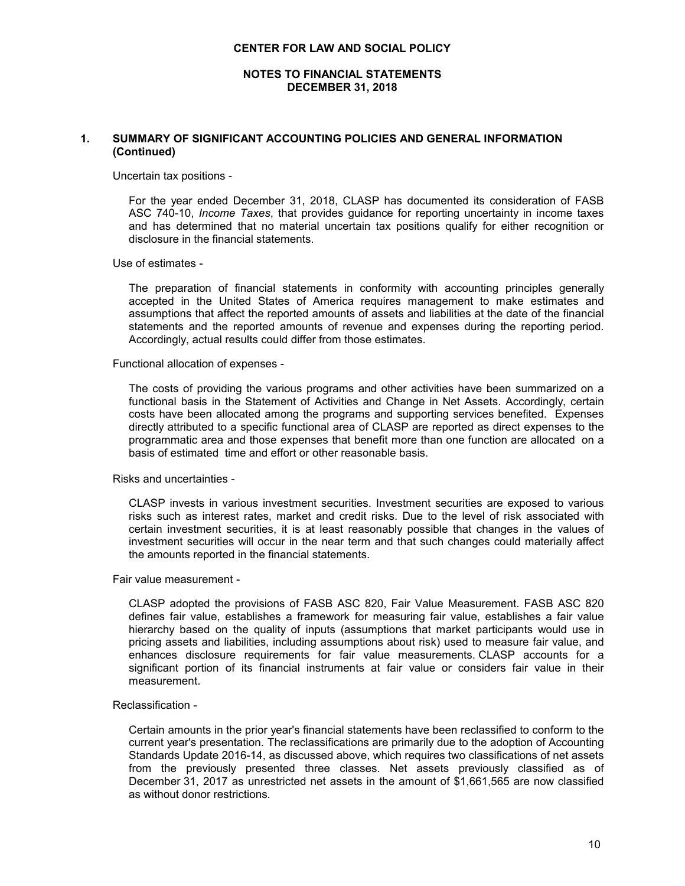## 1. SUMMARY OF SIGNIFICANT ACCOUNTING POLICIES AND GENERAL INFORMATION (Continued)

Uncertain tax positions -

For the year ended December 31, 2018, CLASP has documented its consideration of FASB ASC 740-10, *Income Taxes*, that provides guidance for reporting uncertainty in income taxes and has determined that no material uncertain tax positions qualify for either recognition or disclosure in the financial statements.

Use of estimates -

The preparation of financial statements in conformity with accounting principles generally accepted in the United States of America requires management to make estimates and assumptions that affect the reported amounts of assets and liabilities at the date of the financial statements and the reported amounts of revenue and expenses during the reporting period. Accordingly, actual results could differ from those estimates.

Functional allocation of expenses -

The costs of providing the various programs and other activities have been summarized on a functional basis in the Statement of Activities and Change in Net Assets. Accordingly, certain costs have been allocated among the programs and supporting services benefited. Expenses directly attributed to a specific functional area of CLASP are reported as direct expenses to the programmatic area and those expenses that benefit more than one function are allocated on a basis of estimated time and effort or other reasonable basis.

Risks and uncertainties -

CLASP invests in various investment securities. Investment securities are exposed to various risks such as interest rates, market and credit risks. Due to the level of risk associated with certain investment securities, it is at least reasonably possible that changes in the values of investment securities will occur in the near term and that such changes could materially affect the amounts reported in the financial statements.

Fair value measurement -

CLASP adopted the provisions of FASB ASC 820, Fair Value Measurement. FASB ASC 820 defines fair value, establishes a framework for measuring fair value, establishes a fair value hierarchy based on the quality of inputs (assumptions that market participants would use in pricing assets and liabilities, including assumptions about risk) used to measure fair value, and enhances disclosure requirements for fair value measurements. CLASP accounts for a significant portion of its financial instruments at fair value or considers fair value in their measurement.

Reclassification -

Certain amounts in the prior year's financial statements have been reclassified to conform to the current year's presentation. The reclassifications are primarily due to the adoption of Accounting Standards Update 2016-14, as discussed above, which requires two classifications of net assets from the previously presented three classes. Net assets previously classified as of December 31, 2017 as unrestricted net assets in the amount of $1,661,565 are now classified as without donor restrictions.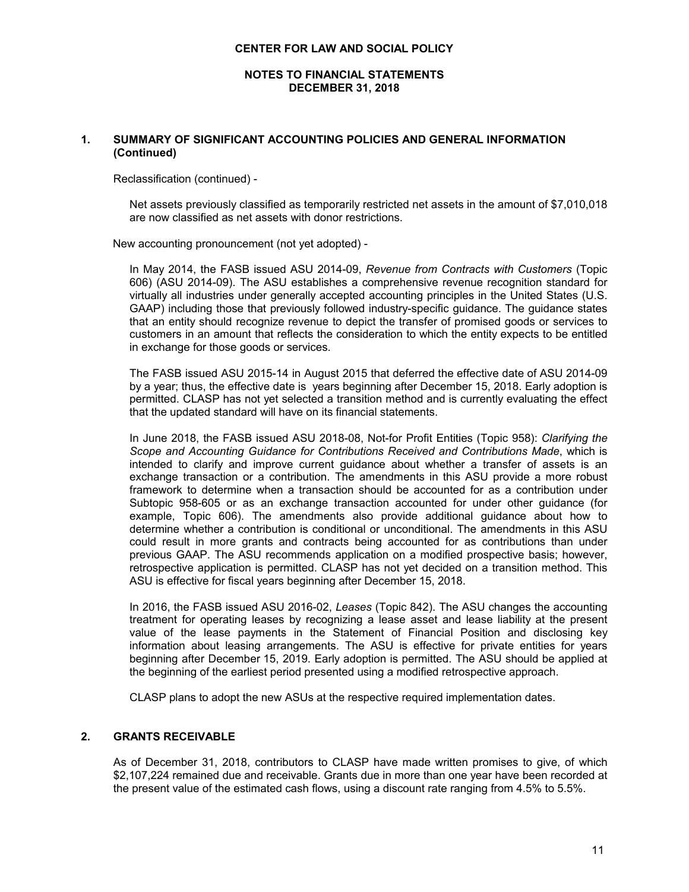# CENTER FOR LAW AND SOCIAL POLICY

## NOTES TO FINANCIAL STATEMENTS
## DECEMBER 31, 2018

### 1. SUMMARY OF SIGNIFICANT ACCOUNTING POLICIES AND GENERAL INFORMATION (Continued)

Reclassification (continued) -

Net assets previously classified as temporarily restricted net assets in the amount of $7,010,018 are now classified as net assets with donor restrictions.

New accounting pronouncement (not yet adopted) -

In May 2014, the FASB issued ASU 2014-09, *Revenue from Contracts with Customers* (Topic 606) (ASU 2014-09). The ASU establishes a comprehensive revenue recognition standard for virtually all industries under generally accepted accounting principles in the United States (U.S. GAAP) including those that previously followed industry-specific guidance. The guidance states that an entity should recognize revenue to depict the transfer of promised goods or services to customers in an amount that reflects the consideration to which the entity expects to be entitled in exchange for those goods or services.

The FASB issued ASU 2015-14 in August 2015 that deferred the effective date of ASU 2014-09 by a year; thus, the effective date is  years beginning after December 15, 2018. Early adoption is permitted. CLASP has not yet selected a transition method and is currently evaluating the effect that the updated standard will have on its financial statements.

In June 2018, the FASB issued ASU 2018-08, Not-for Profit Entities (Topic 958): *Clarifying the Scope and Accounting Guidance for Contributions Received and Contributions Made*, which is intended to clarify and improve current guidance about whether a transfer of assets is an exchange transaction or a contribution. The amendments in this ASU provide a more robust framework to determine when a transaction should be accounted for as a contribution under Subtopic 958-605 or as an exchange transaction accounted for under other guidance (for example, Topic 606). The amendments also provide additional guidance about how to determine whether a contribution is conditional or unconditional. The amendments in this ASU could result in more grants and contracts being accounted for as contributions than under previous GAAP. The ASU recommends application on a modified prospective basis; however, retrospective application is permitted. CLASP has not yet decided on a transition method. This ASU is effective for fiscal years beginning after December 15, 2018.

In 2016, the FASB issued ASU 2016-02, *Leases* (Topic 842). The ASU changes the accounting treatment for operating leases by recognizing a lease asset and lease liability at the present value of the lease payments in the Statement of Financial Position and disclosing key information about leasing arrangements. The ASU is effective for private entities for years beginning after December 15, 2019. Early adoption is permitted. The ASU should be applied at the beginning of the earliest period presented using a modified retrospective approach.

CLASP plans to adopt the new ASUs at the respective required implementation dates.

### 2. GRANTS RECEIVABLE

As of December 31, 2018, contributors to CLASP have made written promises to give, of which $2,107,224 remained due and receivable. Grants due in more than one year have been recorded at the present value of the estimated cash flows, using a discount rate ranging from 4.5% to 5.5%.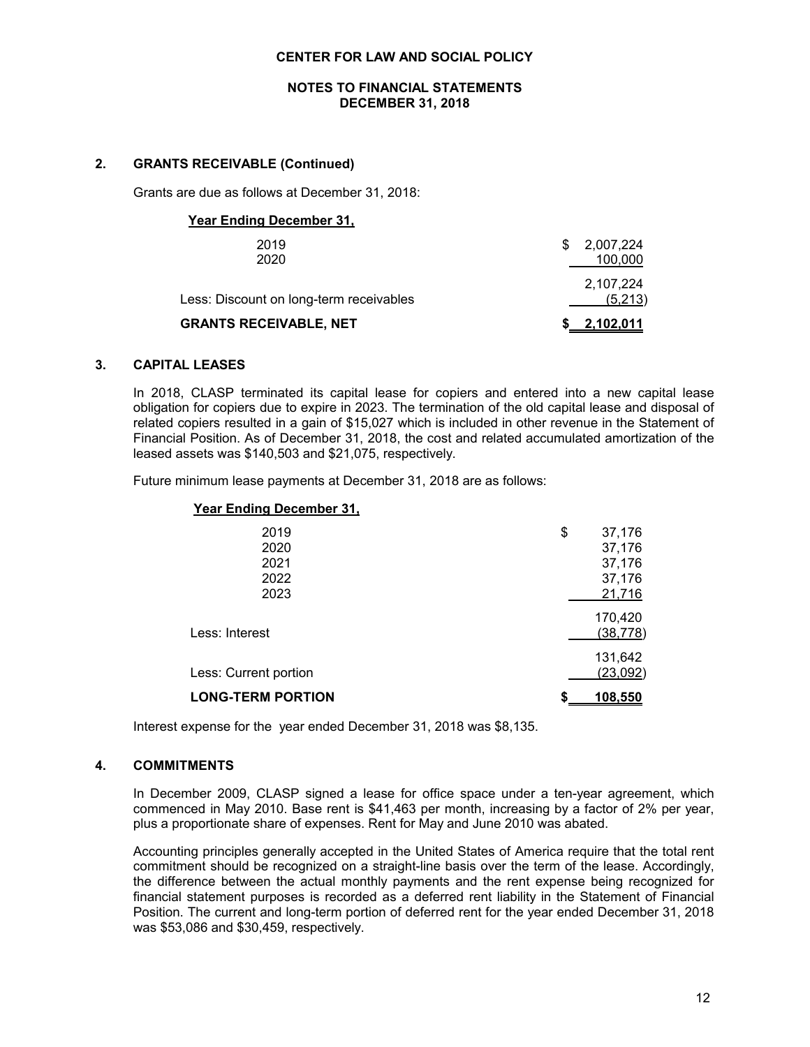CENTER FOR LAW AND SOCIAL POLICY

NOTES TO FINANCIAL STATEMENTS
DECEMBER 31, 2018

## 2. GRANTS RECEIVABLE (Continued)

Grants are due as follows at December 31, 2018:

| Year Ending December 31, | |
|---|---|
| 2019 | $ 2,007,224 |
| 2020 | 100,000 |
| | 2,107,224 |
| Less: Discount on long-term receivables | (5,213) |
| **GRANTS RECEIVABLE, NET** | **$ 2,102,011** |

## 3. CAPITAL LEASES

In 2018, CLASP terminated its capital lease for copiers and entered into a new capital lease obligation for copiers due to expire in 2023. The termination of the old capital lease and disposal of related copiers resulted in a gain of $15,027 which is included in other revenue in the Statement of Financial Position. As of December 31, 2018, the cost and related accumulated amortization of the leased assets was $140,503 and $21,075, respectively.

Future minimum lease payments at December 31, 2018 are as follows:

| Year Ending December 31, | |
|---|---|
| 2019 | $ 37,176 |
| 2020 | 37,176 |
| 2021 | 37,176 |
| 2022 | 37,176 |
| 2023 | 21,716 |
| | 170,420 |
| Less: Interest | (38,778) |
| | 131,642 |
| Less: Current portion | (23,092) |
| **LONG-TERM PORTION** | **$ 108,550** |

Interest expense for the year ended December 31, 2018 was $8,135.

## 4. COMMITMENTS

In December 2009, CLASP signed a lease for office space under a ten-year agreement, which commenced in May 2010. Base rent is $41,463 per month, increasing by a factor of 2% per year, plus a proportionate share of expenses. Rent for May and June 2010 was abated.

Accounting principles generally accepted in the United States of America require that the total rent commitment should be recognized on a straight-line basis over the term of the lease. Accordingly, the difference between the actual monthly payments and the rent expense being recognized for financial statement purposes is recorded as a deferred rent liability in the Statement of Financial Position. The current and long-term portion of deferred rent for the year ended December 31, 2018 was $53,086 and $30,459, respectively.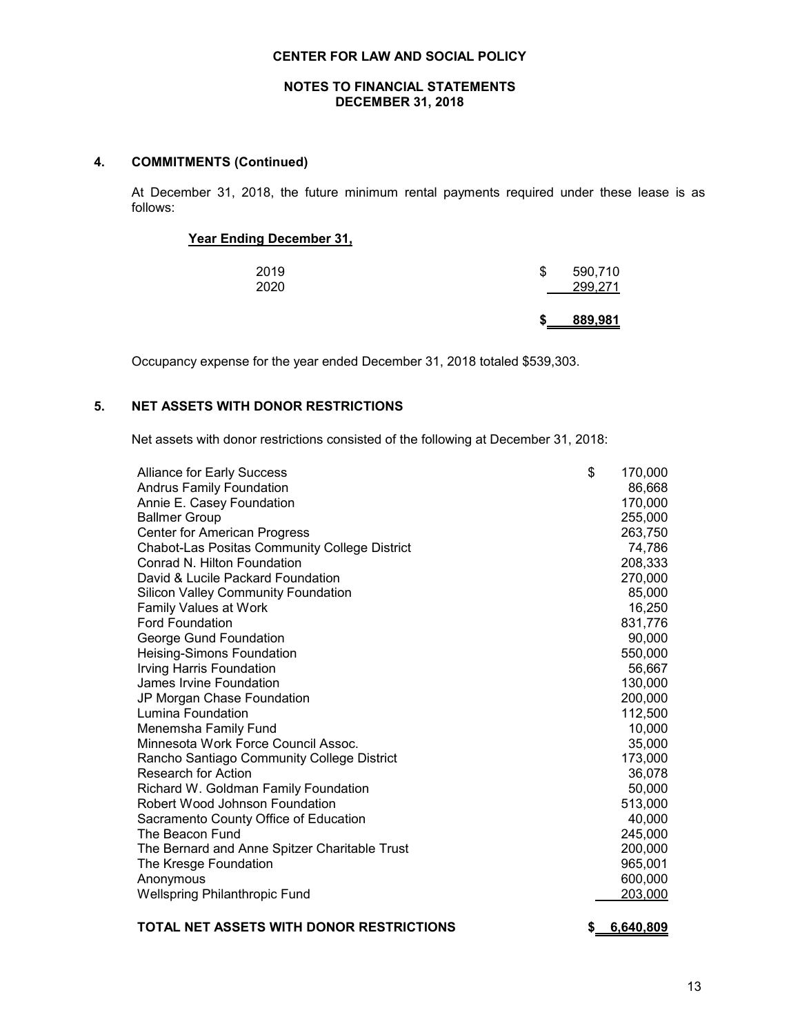# CENTER FOR LAW AND SOCIAL POLICY

## NOTES TO FINANCIAL STATEMENTS
## DECEMBER 31, 2018

### 4. COMMITMENTS (Continued)

At December 31, 2018, the future minimum rental payments required under these lease is as follows:

| Year Ending December 31, | |
|---|---|
| 2019 | $ 590,710 |
| 2020 | 299,271 |
| | **$ 889,981** |

Occupancy expense for the year ended December 31, 2018 totaled $539,303.

### 5. NET ASSETS WITH DONOR RESTRICTIONS

Net assets with donor restrictions consisted of the following at December 31, 2018:

| | |
|---|---|
| Alliance for Early Success | $ 170,000 |
| Andrus Family Foundation | 86,668 |
| Annie E. Casey Foundation | 170,000 |
| Ballmer Group | 255,000 |
| Center for American Progress | 263,750 |
| Chabot-Las Positas Community College District | 74,786 |
| Conrad N. Hilton Foundation | 208,333 |
| David & Lucile Packard Foundation | 270,000 |
| Silicon Valley Community Foundation | 85,000 |
| Family Values at Work | 16,250 |
| Ford Foundation | 831,776 |
| George Gund Foundation | 90,000 |
| Heising-Simons Foundation | 550,000 |
| Irving Harris Foundation | 56,667 |
| James Irvine Foundation | 130,000 |
| JP Morgan Chase Foundation | 200,000 |
| Lumina Foundation | 112,500 |
| Menemsha Family Fund | 10,000 |
| Minnesota Work Force Council Assoc. | 35,000 |
| Rancho Santiago Community College District | 173,000 |
| Research for Action | 36,078 |
| Richard W. Goldman Family Foundation | 50,000 |
| Robert Wood Johnson Foundation | 513,000 |
| Sacramento County Office of Education | 40,000 |
| The Beacon Fund | 245,000 |
| The Bernard and Anne Spitzer Charitable Trust | 200,000 |
| The Kresge Foundation | 965,001 |
| Anonymous | 600,000 |
| Wellspring Philanthropic Fund | 203,000 |
| **TOTAL NET ASSETS WITH DONOR RESTRICTIONS** | **$ 6,640,809** |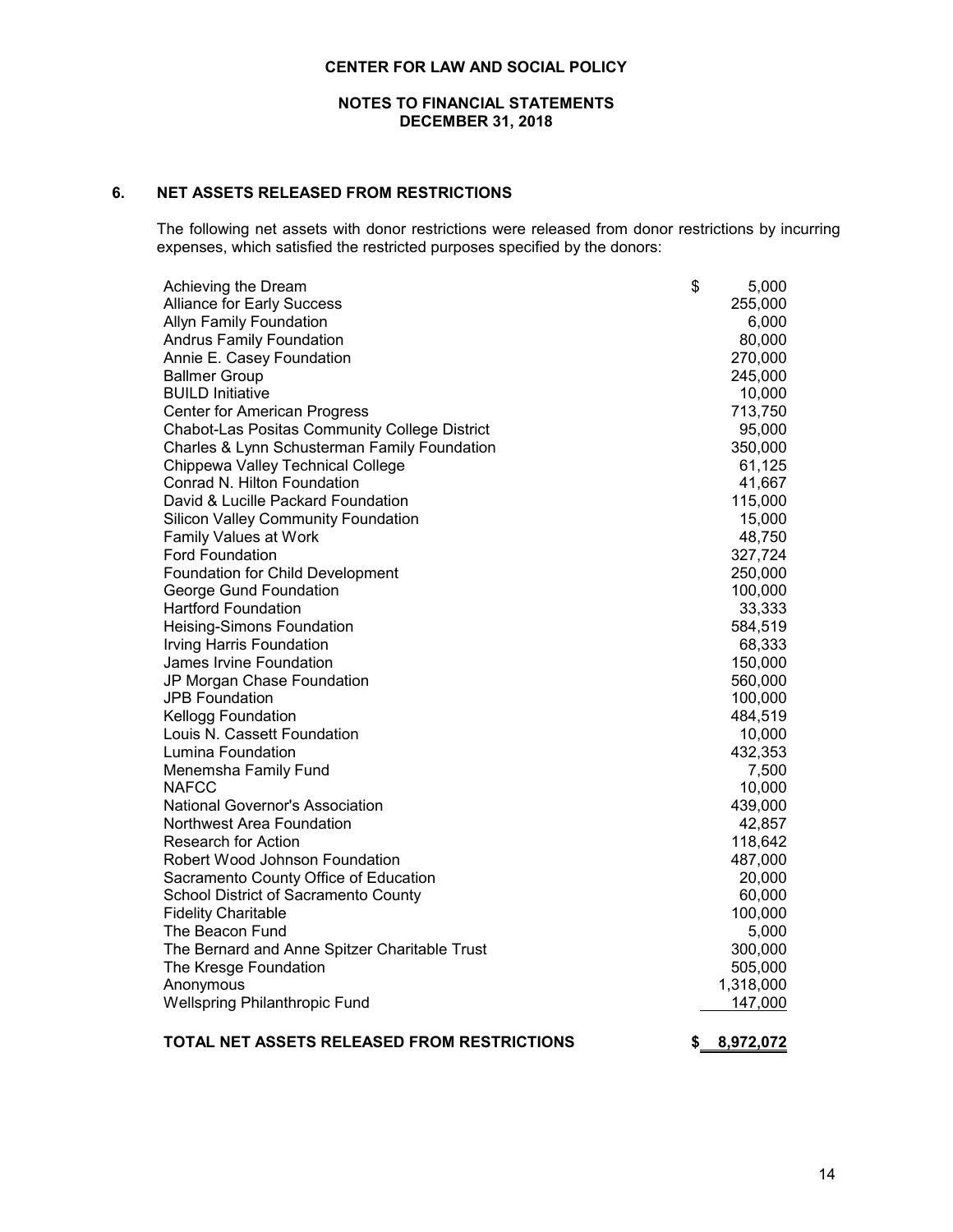# CENTER FOR LAW AND SOCIAL POLICY

## NOTES TO FINANCIAL STATEMENTS
## DECEMBER 31, 2018

### 6. NET ASSETS RELEASED FROM RESTRICTIONS

The following net assets with donor restrictions were released from donor restrictions by incurring expenses, which satisfied the restricted purposes specified by the donors:

| | |
|---|---|
| Achieving the Dream | $ 5,000 |
| Alliance for Early Success | 255,000 |
| Allyn Family Foundation | 6,000 |
| Andrus Family Foundation | 80,000 |
| Annie E. Casey Foundation | 270,000 |
| Ballmer Group | 245,000 |
| BUILD Initiative | 10,000 |
| Center for American Progress | 713,750 |
| Chabot-Las Positas Community College District | 95,000 |
| Charles & Lynn Schusterman Family Foundation | 350,000 |
| Chippewa Valley Technical College | 61,125 |
| Conrad N. Hilton Foundation | 41,667 |
| David & Lucille Packard Foundation | 115,000 |
| Silicon Valley Community Foundation | 15,000 |
| Family Values at Work | 48,750 |
| Ford Foundation | 327,724 |
| Foundation for Child Development | 250,000 |
| George Gund Foundation | 100,000 |
| Hartford Foundation | 33,333 |
| Heising-Simons Foundation | 584,519 |
| Irving Harris Foundation | 68,333 |
| James Irvine Foundation | 150,000 |
| JP Morgan Chase Foundation | 560,000 |
| JPB Foundation | 100,000 |
| Kellogg Foundation | 484,519 |
| Louis N. Cassett Foundation | 10,000 |
| Lumina Foundation | 432,353 |
| Menemsha Family Fund | 7,500 |
| NAFCC | 10,000 |
| National Governor's Association | 439,000 |
| Northwest Area Foundation | 42,857 |
| Research for Action | 118,642 |
| Robert Wood Johnson Foundation | 487,000 |
| Sacramento County Office of Education | 20,000 |
| School District of Sacramento County | 60,000 |
| Fidelity Charitable | 100,000 |
| The Beacon Fund | 5,000 |
| The Bernard and Anne Spitzer Charitable Trust | 300,000 |
| The Kresge Foundation | 505,000 |
| Anonymous | 1,318,000 |
| Wellspring Philanthropic Fund | 147,000 |
| **TOTAL NET ASSETS RELEASED FROM RESTRICTIONS** | **$ 8,972,072** |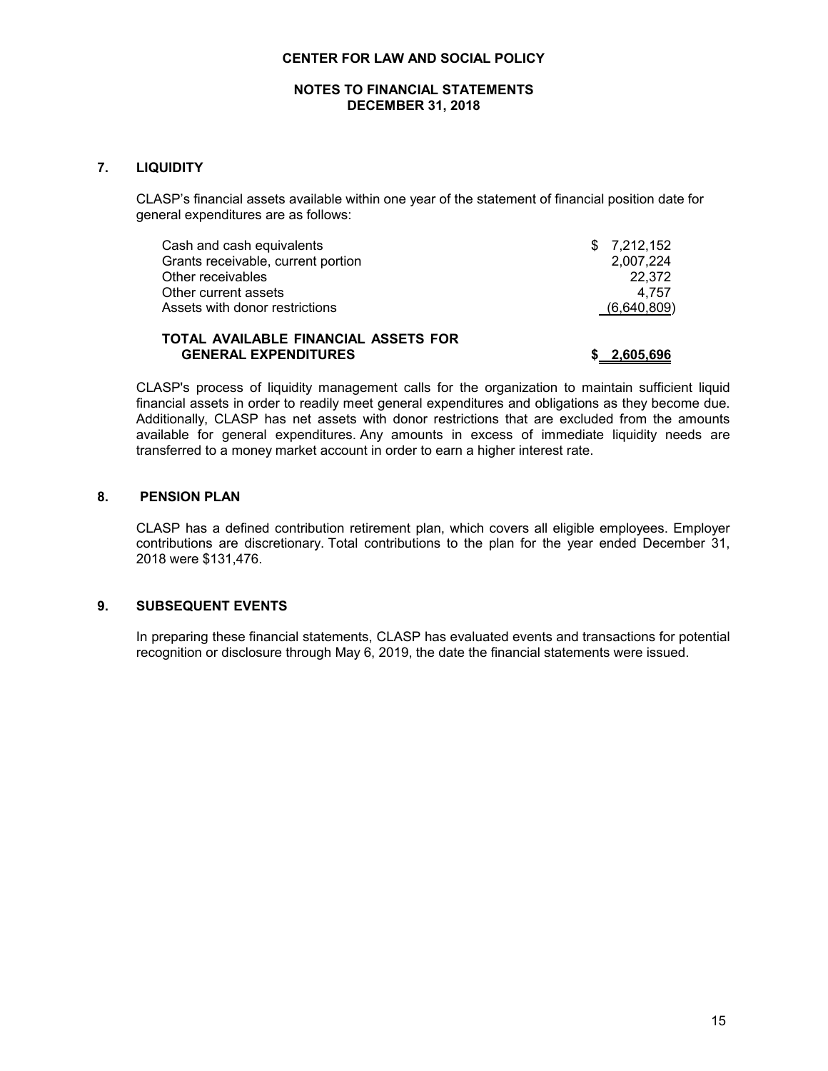**CENTER FOR LAW AND SOCIAL POLICY**

**NOTES TO FINANCIAL STATEMENTS**
**DECEMBER 31, 2018**

## 7. LIQUIDITY

CLASP's financial assets available within one year of the statement of financial position date for general expenditures are as follows:

| | |
|---|---|
| Cash and cash equivalents | $ 7,212,152 |
| Grants receivable, current portion | 2,007,224 |
| Other receivables | 22,372 |
| Other current assets | 4,757 |
| Assets with donor restrictions | (6,640,809) |
| **TOTAL AVAILABLE FINANCIAL ASSETS FOR GENERAL EXPENDITURES** | **$ 2,605,696** |

CLASP's process of liquidity management calls for the organization to maintain sufficient liquid financial assets in order to readily meet general expenditures and obligations as they become due. Additionally, CLASP has net assets with donor restrictions that are excluded from the amounts available for general expenditures. Any amounts in excess of immediate liquidity needs are transferred to a money market account in order to earn a higher interest rate.

## 8. PENSION PLAN

CLASP has a defined contribution retirement plan, which covers all eligible employees. Employer contributions are discretionary. Total contributions to the plan for the year ended December 31, 2018 were $131,476.

## 9. SUBSEQUENT EVENTS

In preparing these financial statements, CLASP has evaluated events and transactions for potential recognition or disclosure through May 6, 2019, the date the financial statements were issued.